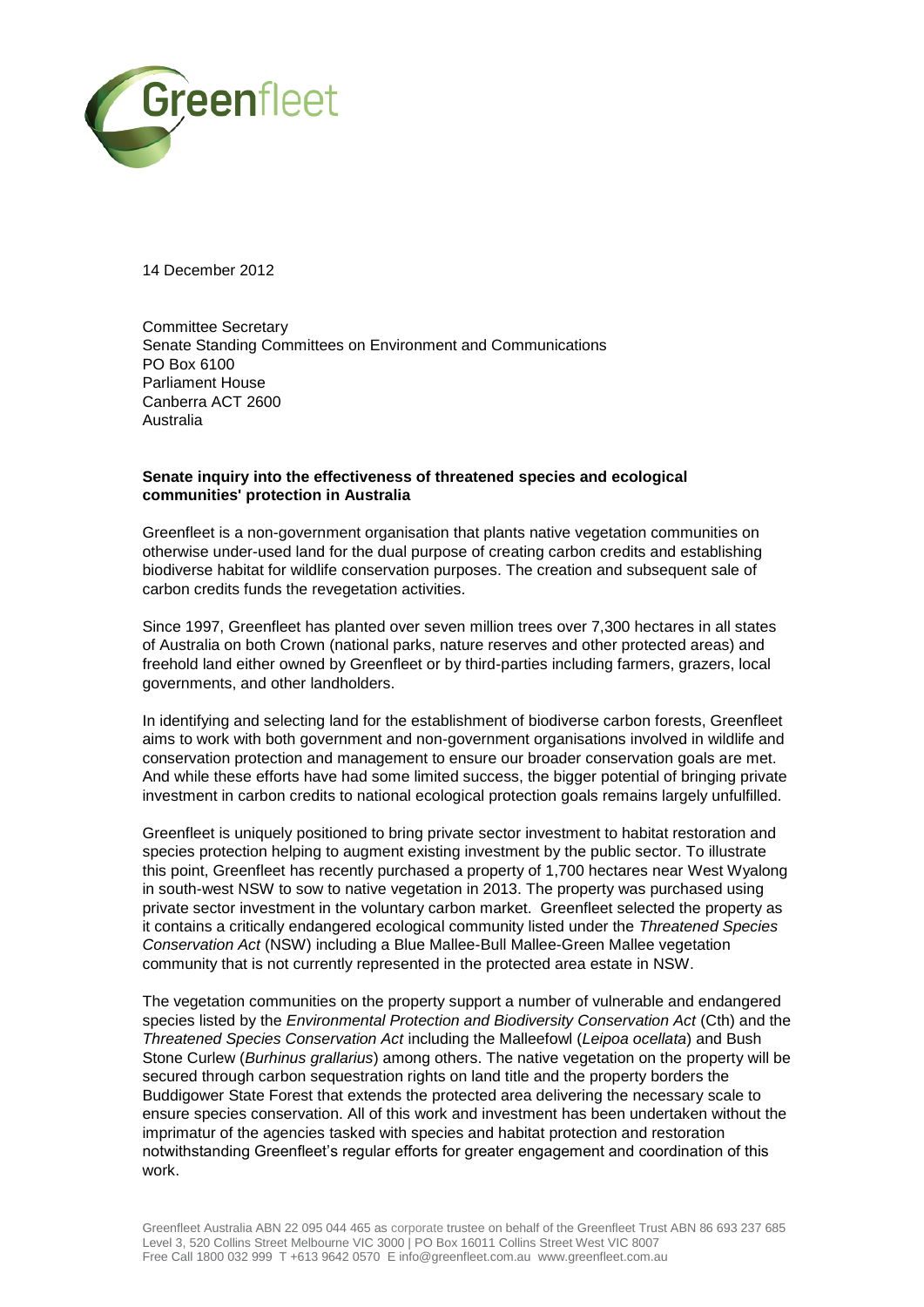14 December 2012

Committee Secretary
Senate Standing Committees on Environment and Communications
PO Box 6100
Parliament House
Canberra ACT 2600
Australia

**Senate inquiry into the effectiveness of threatened species and ecological communities' protection in Australia**

Greenfleet is a non-government organisation that plants native vegetation communities on otherwise under-used land for the dual purpose of creating carbon credits and establishing biodiverse habitat for wildlife conservation purposes. The creation and subsequent sale of carbon credits funds the revegetation activities.

Since 1997, Greenfleet has planted over seven million trees over 7,300 hectares in all states of Australia on both Crown (national parks, nature reserves and other protected areas) and freehold land either owned by Greenfleet or by third-parties including farmers, grazers, local governments, and other landholders.

In identifying and selecting land for the establishment of biodiverse carbon forests, Greenfleet aims to work with both government and non-government organisations involved in wildlife and conservation protection and management to ensure our broader conservation goals are met. And while these efforts have had some limited success, the bigger potential of bringing private investment in carbon credits to national ecological protection goals remains largely unfulfilled.

Greenfleet is uniquely positioned to bring private sector investment to habitat restoration and species protection helping to augment existing investment by the public sector. To illustrate this point, Greenfleet has recently purchased a property of 1,700 hectares near West Wyalong in south-west NSW to sow to native vegetation in 2013. The property was purchased using private sector investment in the voluntary carbon market. Greenfleet selected the property as it contains a critically endangered ecological community listed under the *Threatened Species Conservation Act* (NSW) including a Blue Mallee-Bull Mallee-Green Mallee vegetation community that is not currently represented in the protected area estate in NSW.

The vegetation communities on the property support a number of vulnerable and endangered species listed by the *Environmental Protection and Biodiversity Conservation Act* (Cth) and the *Threatened Species Conservation Act* including the Malleefowl (*Leipoa ocellata*) and Bush Stone Curlew (*Burhinus grallarius*) among others. The native vegetation on the property will be secured through carbon sequestration rights on land title and the property borders the Buddigower State Forest that extends the protected area delivering the necessary scale to ensure species conservation. All of this work and investment has been undertaken without the imprimatur of the agencies tasked with species and habitat protection and restoration notwithstanding Greenfleet's regular efforts for greater engagement and coordination of this work.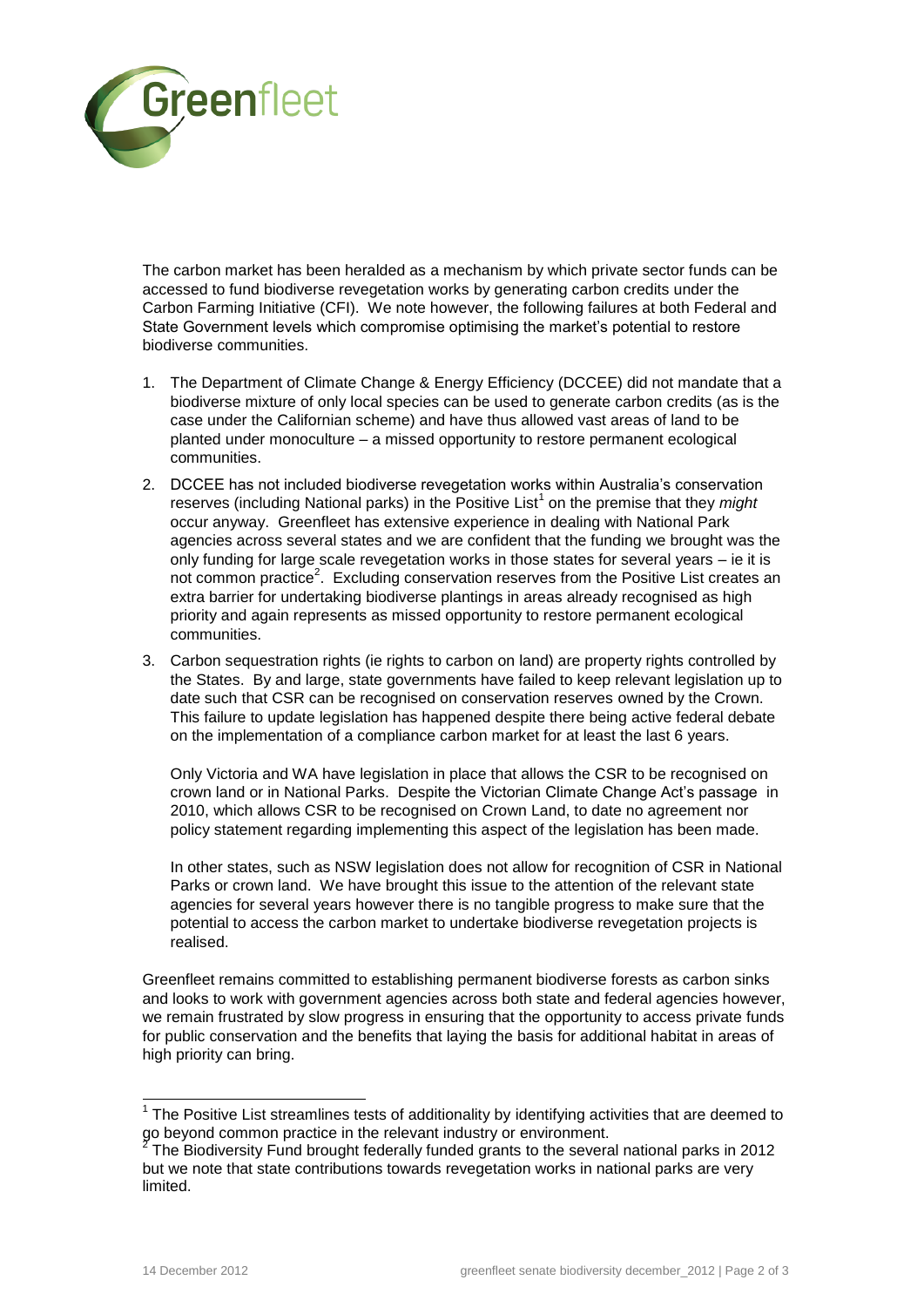The carbon market has been heralded as a mechanism by which private sector funds can be accessed to fund biodiverse revegetation works by generating carbon credits under the Carbon Farming Initiative (CFI). We note however, the following failures at both Federal and State Government levels which compromise optimising the market's potential to restore biodiverse communities.

1. The Department of Climate Change & Energy Efficiency (DCCEE) did not mandate that a biodiverse mixture of only local species can be used to generate carbon credits (as is the case under the Californian scheme) and have thus allowed vast areas of land to be planted under monoculture – a missed opportunity to restore permanent ecological communities.
2. DCCEE has not included biodiverse revegetation works within Australia's conservation reserves (including National parks) in the Positive List[1] on the premise that they *might* occur anyway. Greenfleet has extensive experience in dealing with National Park agencies across several states and we are confident that the funding we brought was the only funding for large scale revegetation works in those states for several years – ie it is not common practice[2]. Excluding conservation reserves from the Positive List creates an extra barrier for undertaking biodiverse plantings in areas already recognised as high priority and again represents as missed opportunity to restore permanent ecological communities.
3. Carbon sequestration rights (ie rights to carbon on land) are property rights controlled by the States. By and large, state governments have failed to keep relevant legislation up to date such that CSR can be recognised on conservation reserves owned by the Crown. This failure to update legislation has happened despite there being active federal debate on the implementation of a compliance carbon market for at least the last 6 years.

   Only Victoria and WA have legislation in place that allows the CSR to be recognised on crown land or in National Parks. Despite the Victorian Climate Change Act's passage in 2010, which allows CSR to be recognised on Crown Land, to date no agreement nor policy statement regarding implementing this aspect of the legislation has been made.

   In other states, such as NSW legislation does not allow for recognition of CSR in National Parks or crown land. We have brought this issue to the attention of the relevant state agencies for several years however there is no tangible progress to make sure that the potential to access the carbon market to undertake biodiverse revegetation projects is realised.

Greenfleet remains committed to establishing permanent biodiverse forests as carbon sinks and looks to work with government agencies across both state and federal agencies however, we remain frustrated by slow progress in ensuring that the opportunity to access private funds for public conservation and the benefits that laying the basis for additional habitat in areas of high priority can bring.

---

[1] The Positive List streamlines tests of additionality by identifying activities that are deemed to go beyond common practice in the relevant industry or environment.

[2] The Biodiversity Fund brought federally funded grants to the several national parks in 2012 but we note that state contributions towards revegetation works in national parks are very limited.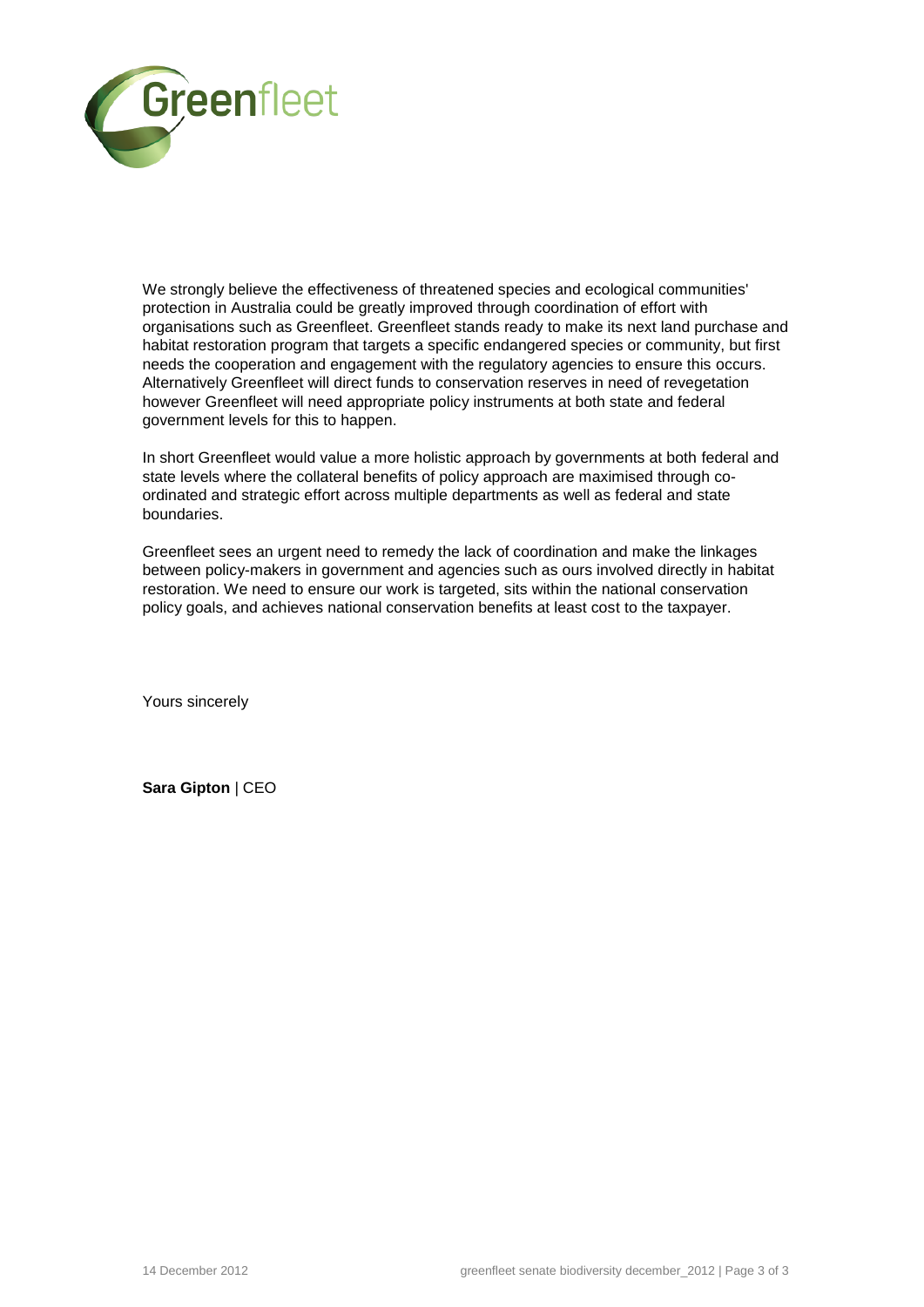We strongly believe the effectiveness of threatened species and ecological communities' protection in Australia could be greatly improved through coordination of effort with organisations such as Greenfleet. Greenfleet stands ready to make its next land purchase and habitat restoration program that targets a specific endangered species or community, but first needs the cooperation and engagement with the regulatory agencies to ensure this occurs. Alternatively Greenfleet will direct funds to conservation reserves in need of revegetation however Greenfleet will need appropriate policy instruments at both state and federal government levels for this to happen.

In short Greenfleet would value a more holistic approach by governments at both federal and state levels where the collateral benefits of policy approach are maximised through co-ordinated and strategic effort across multiple departments as well as federal and state boundaries.

Greenfleet sees an urgent need to remedy the lack of coordination and make the linkages between policy-makers in government and agencies such as ours involved directly in habitat restoration. We need to ensure our work is targeted, sits within the national conservation policy goals, and achieves national conservation benefits at least cost to the taxpayer.

Yours sincerely

**Sara Gipton** | CEO